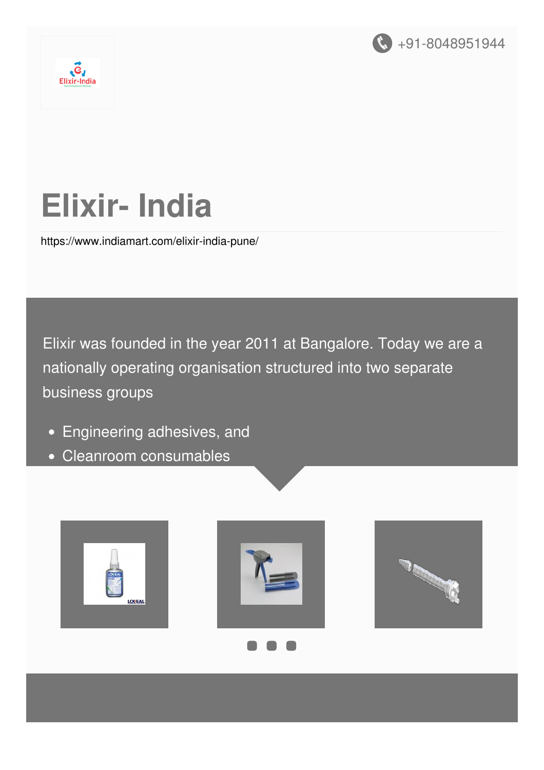+91-8048951944

# Elixir- India

https://www.indiamart.com/elixir-india-pune/

Elixir was founded in the year 2011 at Bangalore. Today we are a nationally operating organisation structured into two separate business groups

- Engineering adhesives, and
- Cleanroom consumables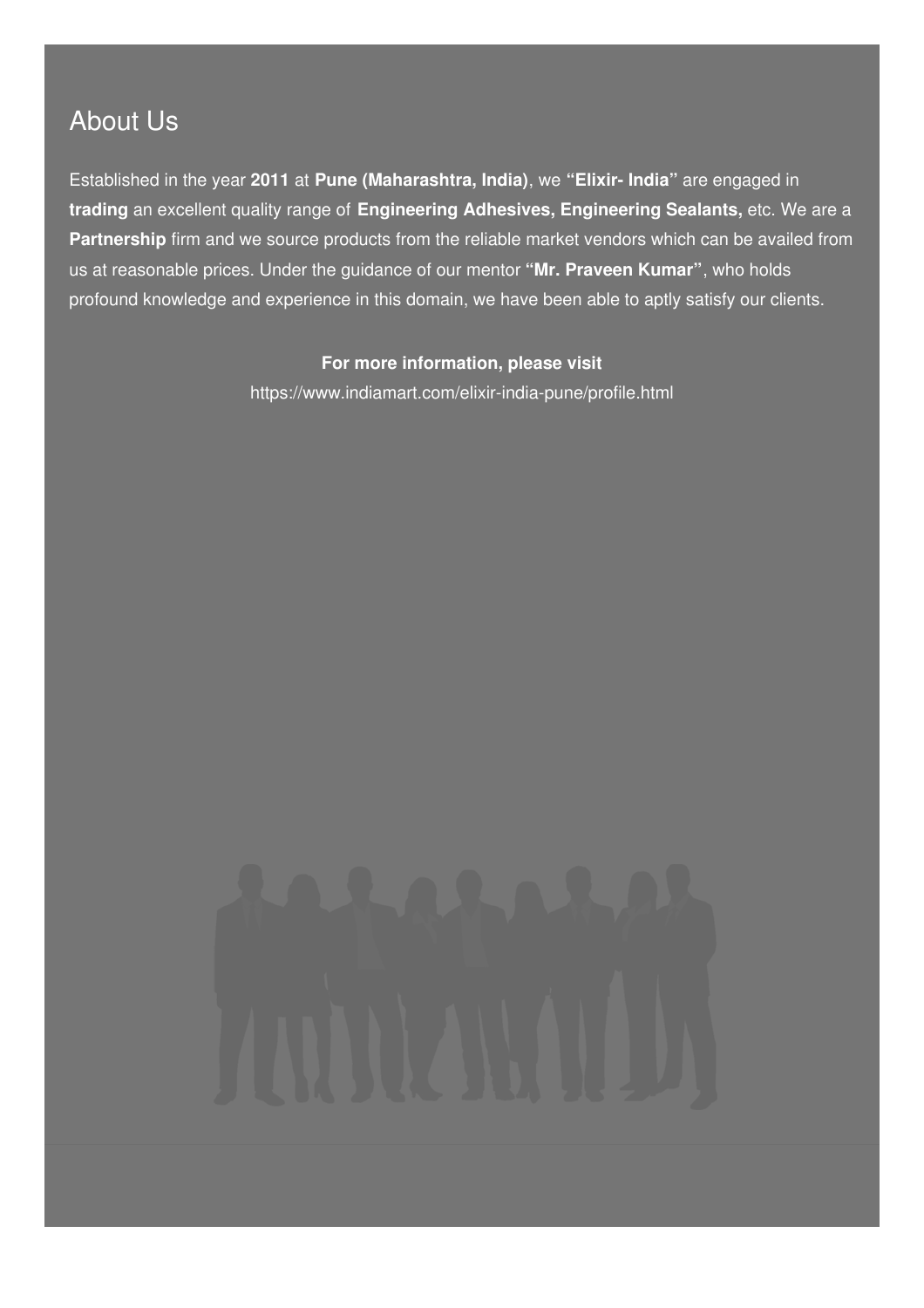## About Us

Established in the year **2011** at **Pune (Maharashtra, India)**, we **"Elixir- India"** are engaged in **trading** an excellent quality range of **Engineering Adhesives, Engineering Sealants,** etc. We are a **Partnership** firm and we source products from the reliable market vendors which can be availed from us at reasonable prices. Under the guidance of our mentor **"Mr. Praveen Kumar"**, who holds profound knowledge and experience in this domain, we have been able to aptly satisfy our clients.

**For more information, please visit**

https://www.indiamart.com/elixir-india-pune/profile.html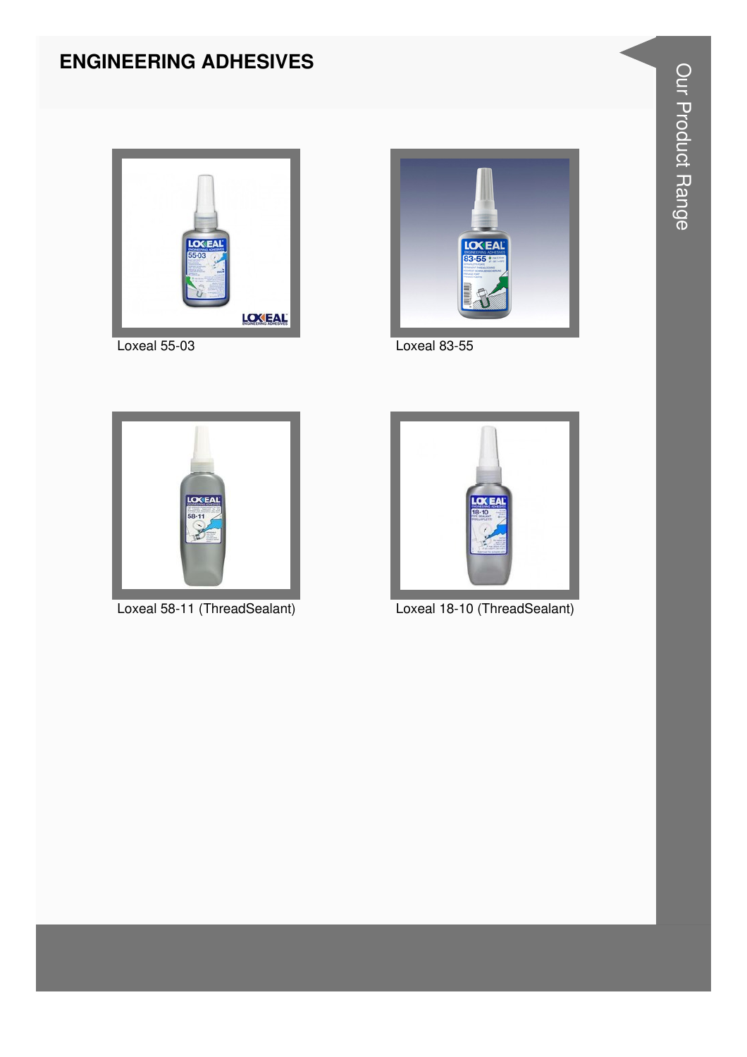# ENGINEERING ADHESIVES

Loxeal 55-03

Loxeal 83-55

Loxeal 58-11 (ThreadSealant)

Loxeal 18-10 (ThreadSealant)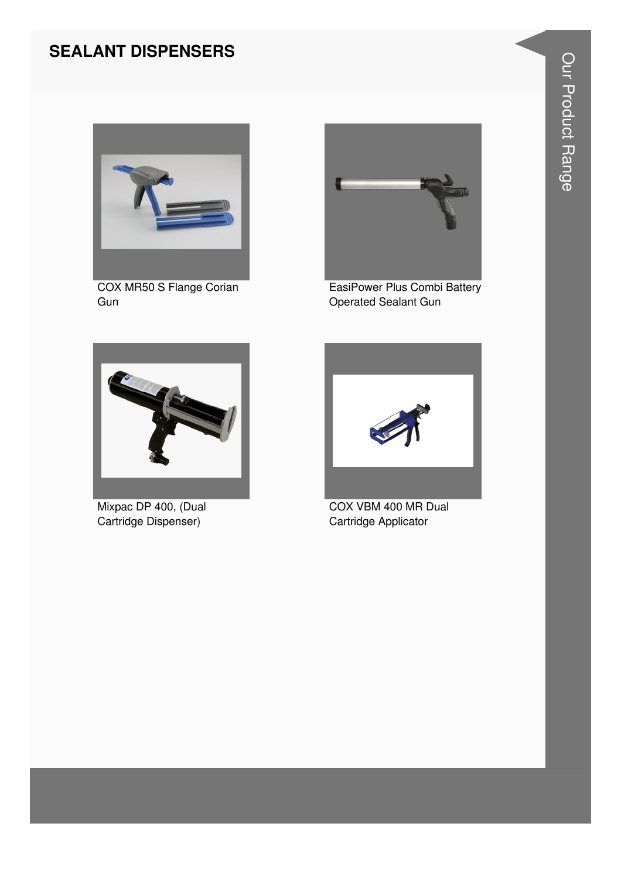# SEALANT DISPENSERS

COX MR50 S Flange Corian Gun

EasiPower Plus Combi Battery Operated Sealant Gun

Mixpac DP 400, (Dual Cartridge Dispenser)

COX VBM 400 MR Dual Cartridge Applicator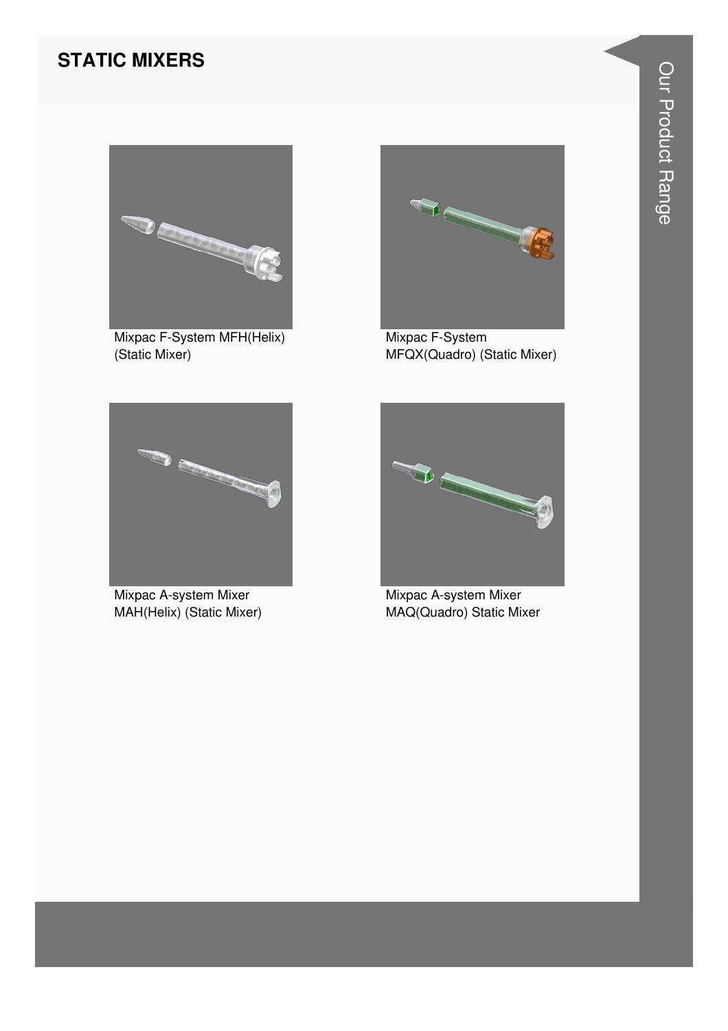## STATIC MIXERS

Mixpac F-System MFH(Helix) (Static Mixer)

Mixpac F-System MFQX(Quadro) (Static Mixer)

Mixpac A-system Mixer MAH(Helix) (Static Mixer)

Mixpac A-system Mixer MAQ(Quadro) Static Mixer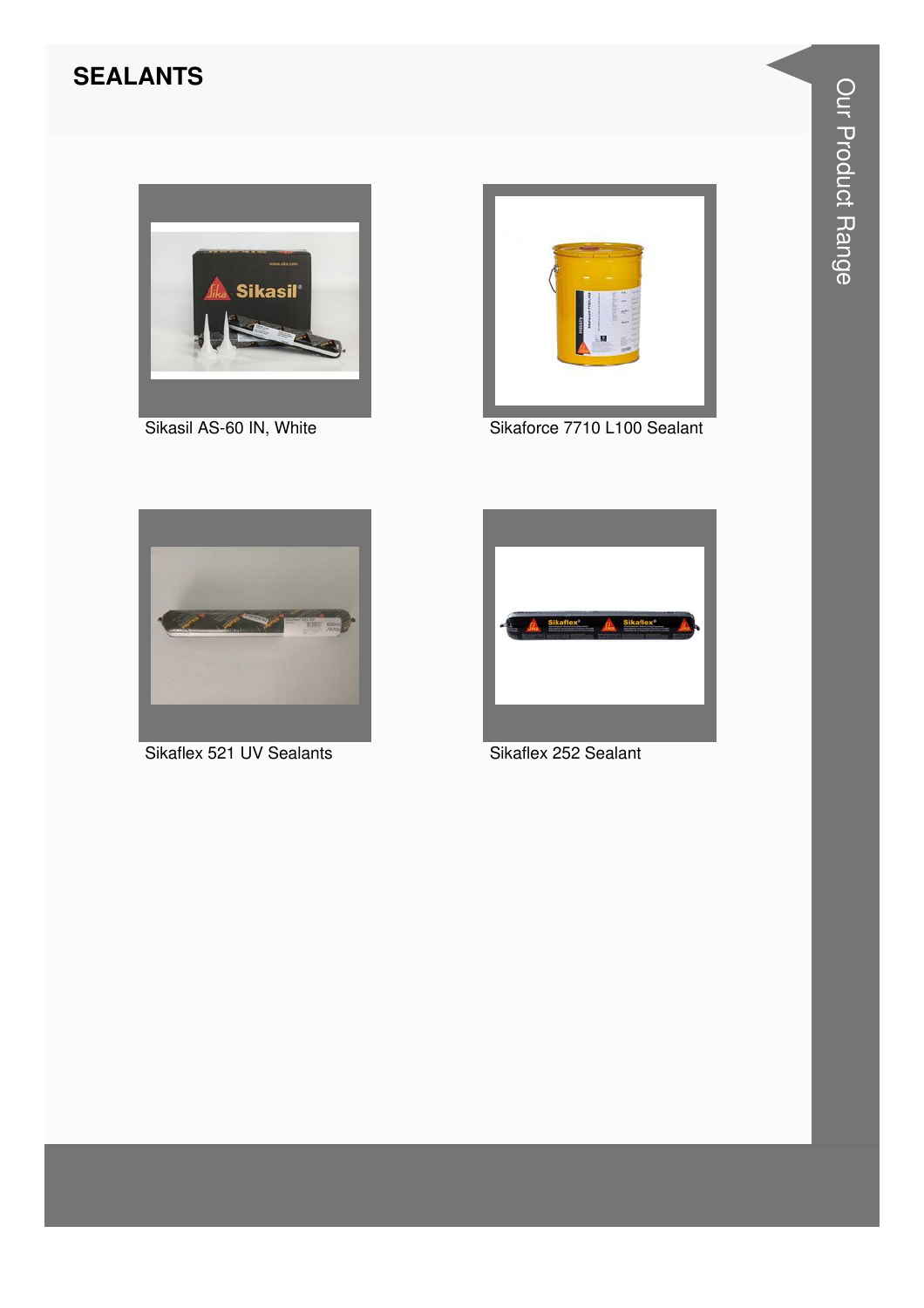## SEALANTS

Sikasil AS-60 IN, White

Sikaforce 7710 L100 Sealant

Sikaflex 521 UV Sealants

Sikaflex 252 Sealant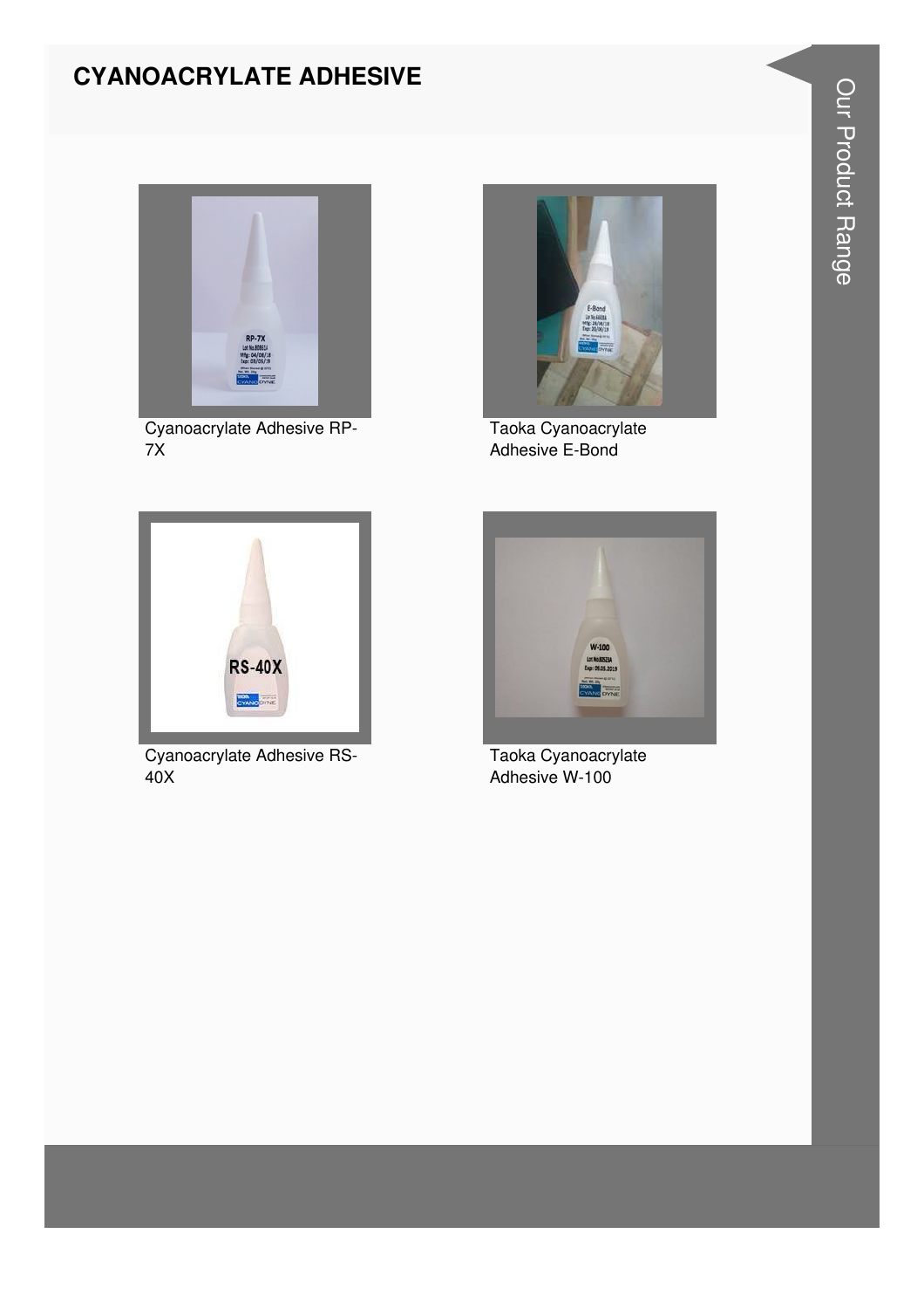# CYANOACRYLATE ADHESIVE

Cyanoacrylate Adhesive RP-7X

Taoka Cyanoacrylate Adhesive E-Bond

Cyanoacrylate Adhesive RS-40X

Taoka Cyanoacrylate Adhesive W-100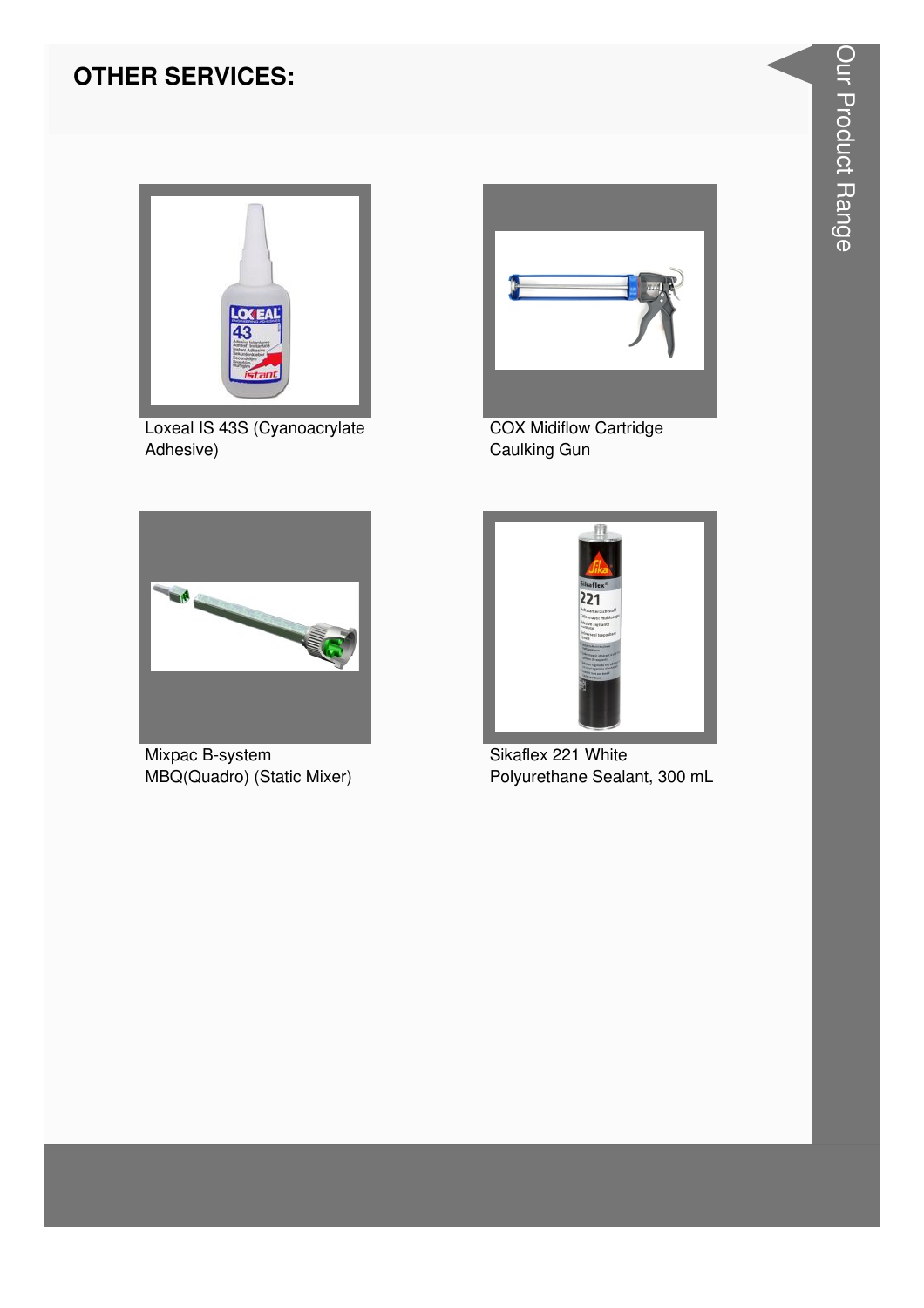## OTHER SERVICES:

Loxeal IS 43S (Cyanoacrylate Adhesive)

COX Midiflow Cartridge Caulking Gun

Mixpac B-system MBQ(Quadro) (Static Mixer)

Sikaflex 221 White Polyurethane Sealant, 300 mL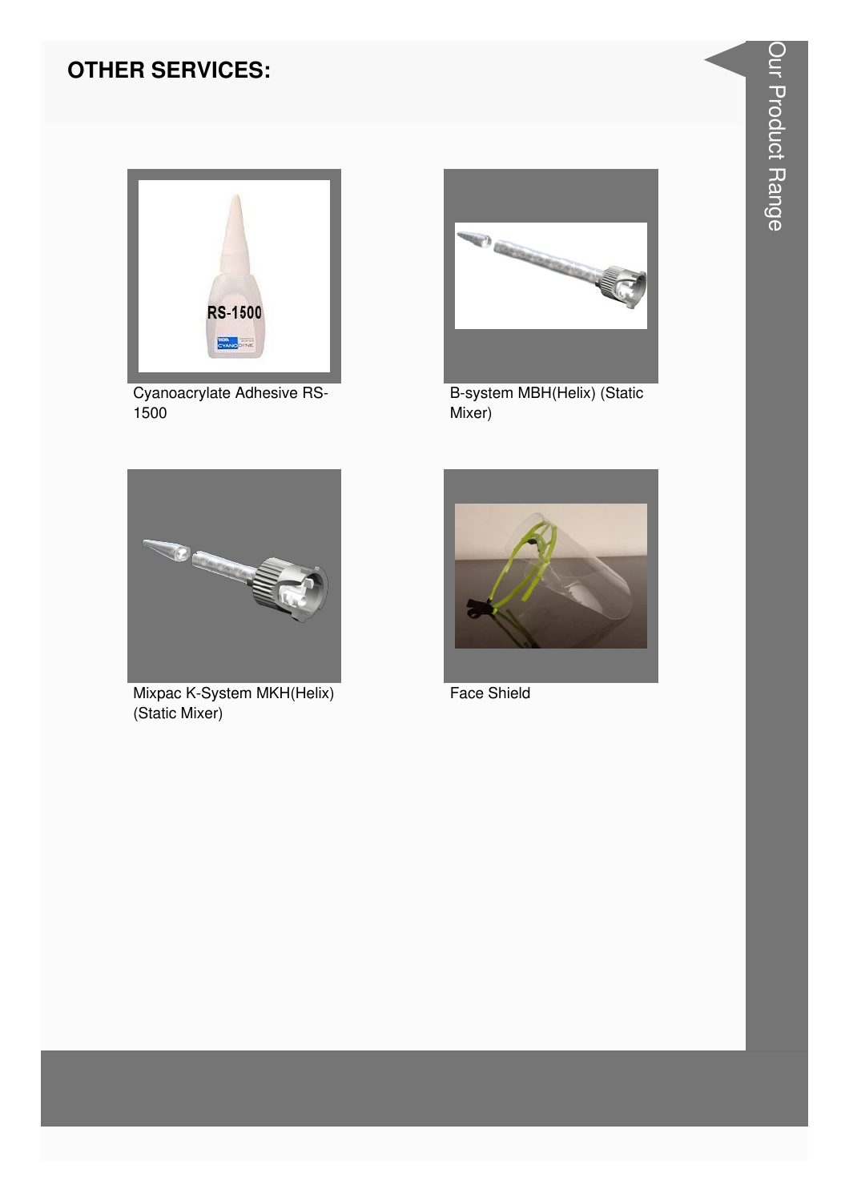## OTHER SERVICES:

Cyanoacrylate Adhesive RS-1500

B-system MBH(Helix) (Static Mixer)

Mixpac K-System MKH(Helix) (Static Mixer)

Face Shield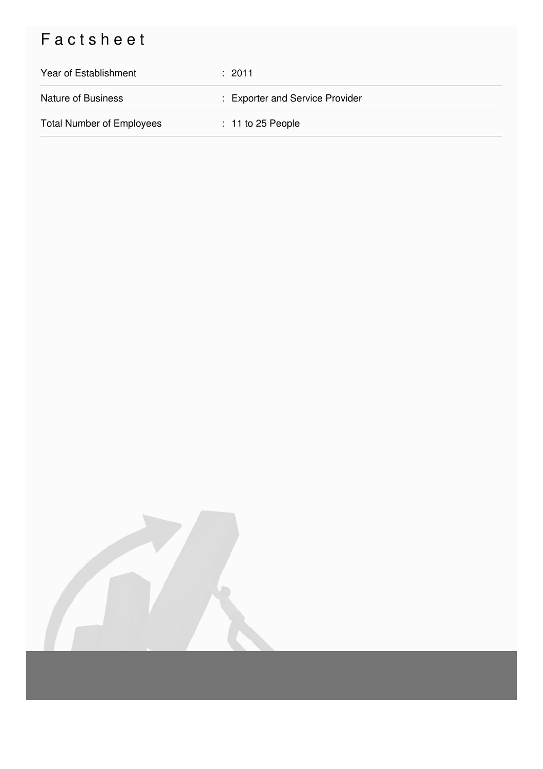# Factsheet

| | |
|---|---|
| Year of Establishment | : 2011 |
| Nature of Business | : Exporter and Service Provider |
| Total Number of Employees | : 11 to 25 People |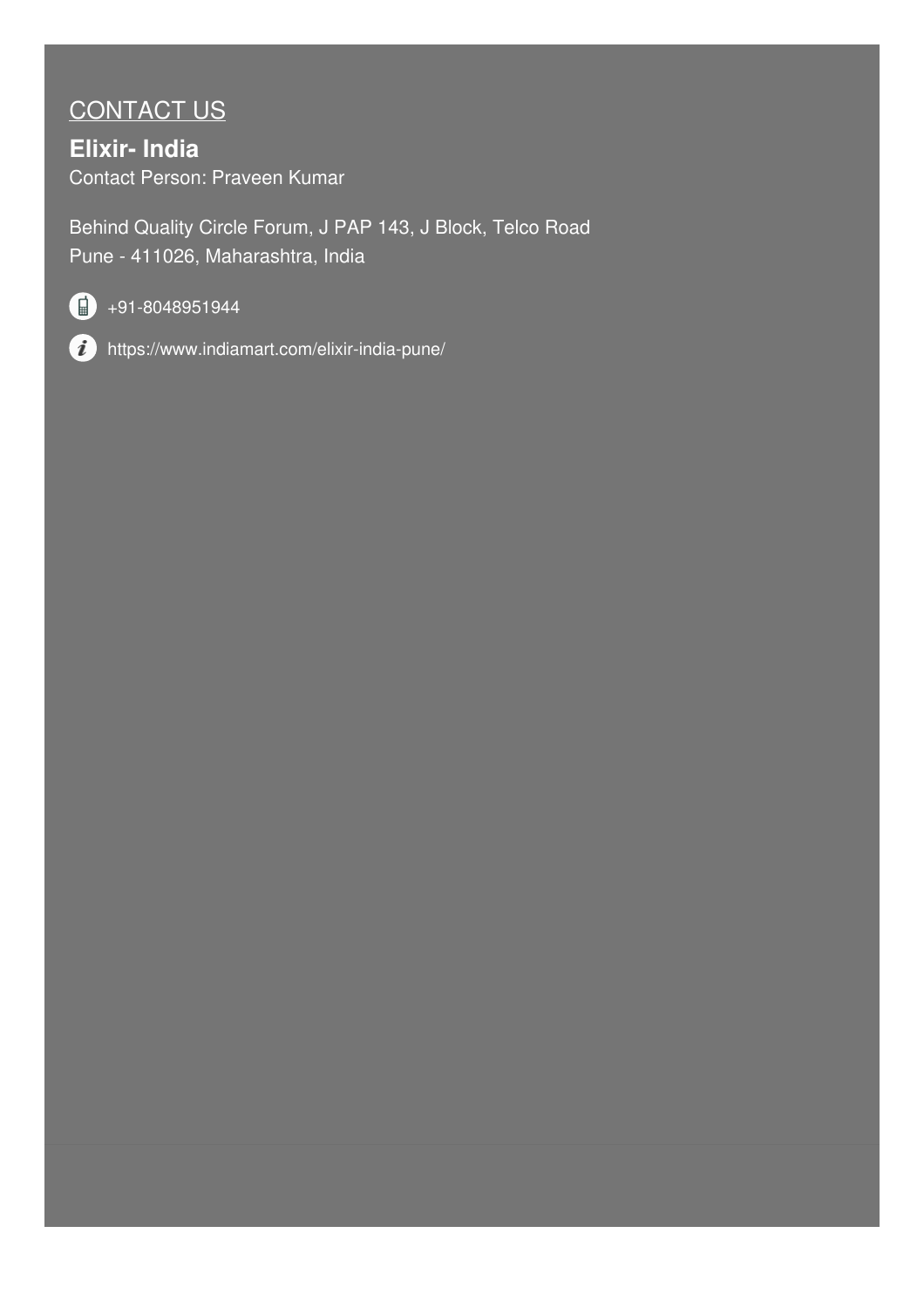## CONTACT US

### Elixir- India

Contact Person: Praveen Kumar

Behind Quality Circle Forum, J PAP 143, J Block, Telco Road
Pune - 411026, Maharashtra, India

+91-8048951944

https://www.indiamart.com/elixir-india-pune/